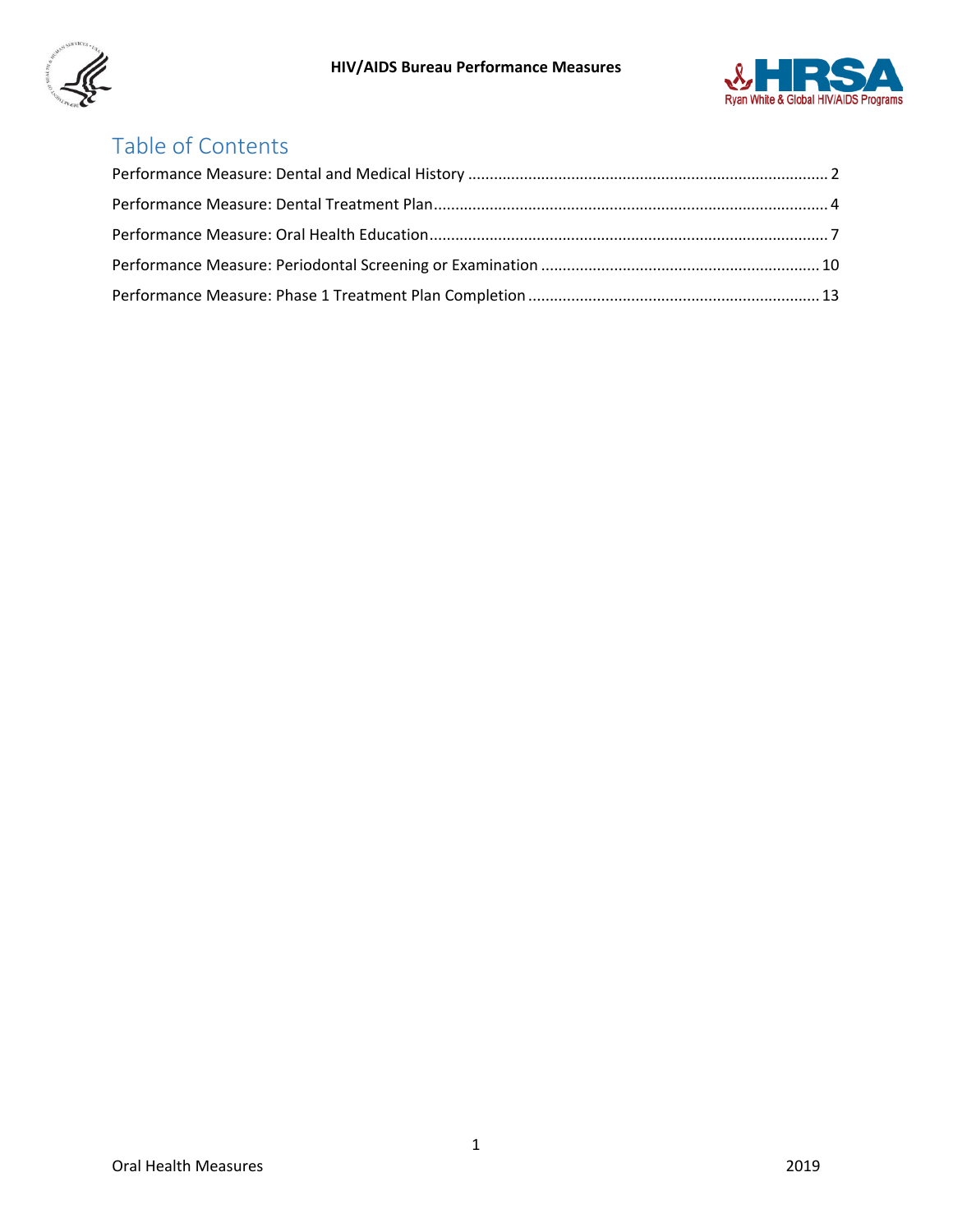# Table of Contents

Performance Measure: Dental and Medical History .......... 2

Performance Measure: Dental Treatment Plan .......... 4

Performance Measure: Oral Health Education .......... 7

Performance Measure: Periodontal Screening or Examination .......... 10

Performance Measure: Phase 1 Treatment Plan Completion .......... 13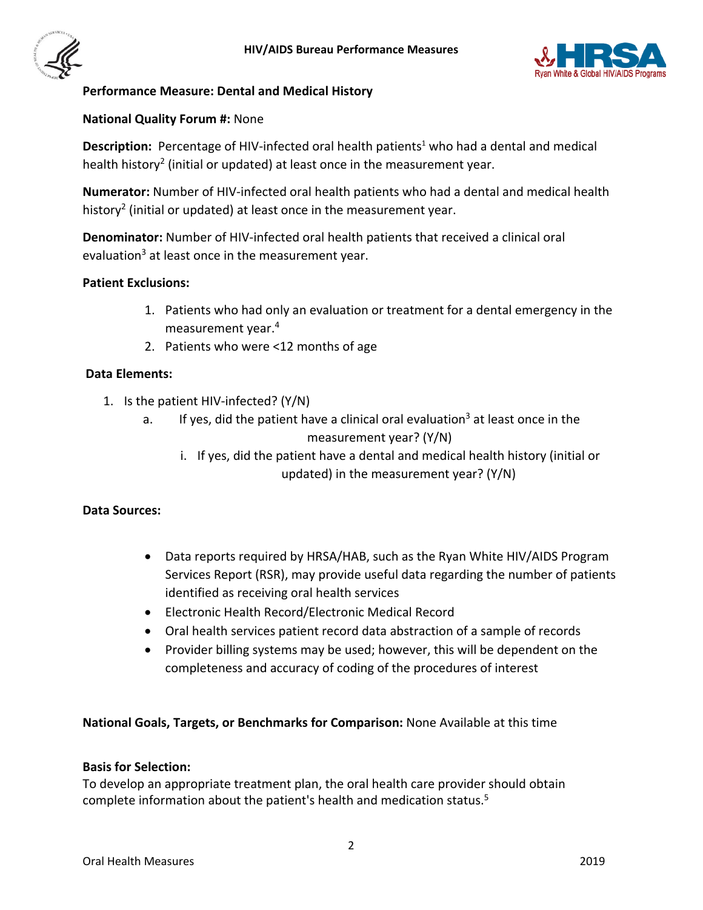## Performance Measure: Dental and Medical History

**National Quality Forum #:** None

**Description:** Percentage of HIV-infected oral health patients[1] who had a dental and medical health history[2] (initial or updated) at least once in the measurement year.

**Numerator:** Number of HIV-infected oral health patients who had a dental and medical health history[2] (initial or updated) at least once in the measurement year.

**Denominator:** Number of HIV-infected oral health patients that received a clinical oral evaluation[3] at least once in the measurement year.

**Patient Exclusions:**

1. Patients who had only an evaluation or treatment for a dental emergency in the measurement year.[4]
2. Patients who were <12 months of age

**Data Elements:**

1. Is the patient HIV-infected? (Y/N)
   a. If yes, did the patient have a clinical oral evaluation[3] at least once in the measurement year? (Y/N)
      i. If yes, did the patient have a dental and medical health history (initial or updated) in the measurement year? (Y/N)

**Data Sources:**

- Data reports required by HRSA/HAB, such as the Ryan White HIV/AIDS Program Services Report (RSR), may provide useful data regarding the number of patients identified as receiving oral health services
- Electronic Health Record/Electronic Medical Record
- Oral health services patient record data abstraction of a sample of records
- Provider billing systems may be used; however, this will be dependent on the completeness and accuracy of coding of the procedures of interest

**National Goals, Targets, or Benchmarks for Comparison:** None Available at this time

**Basis for Selection:**

To develop an appropriate treatment plan, the oral health care provider should obtain complete information about the patient's health and medication status.[5]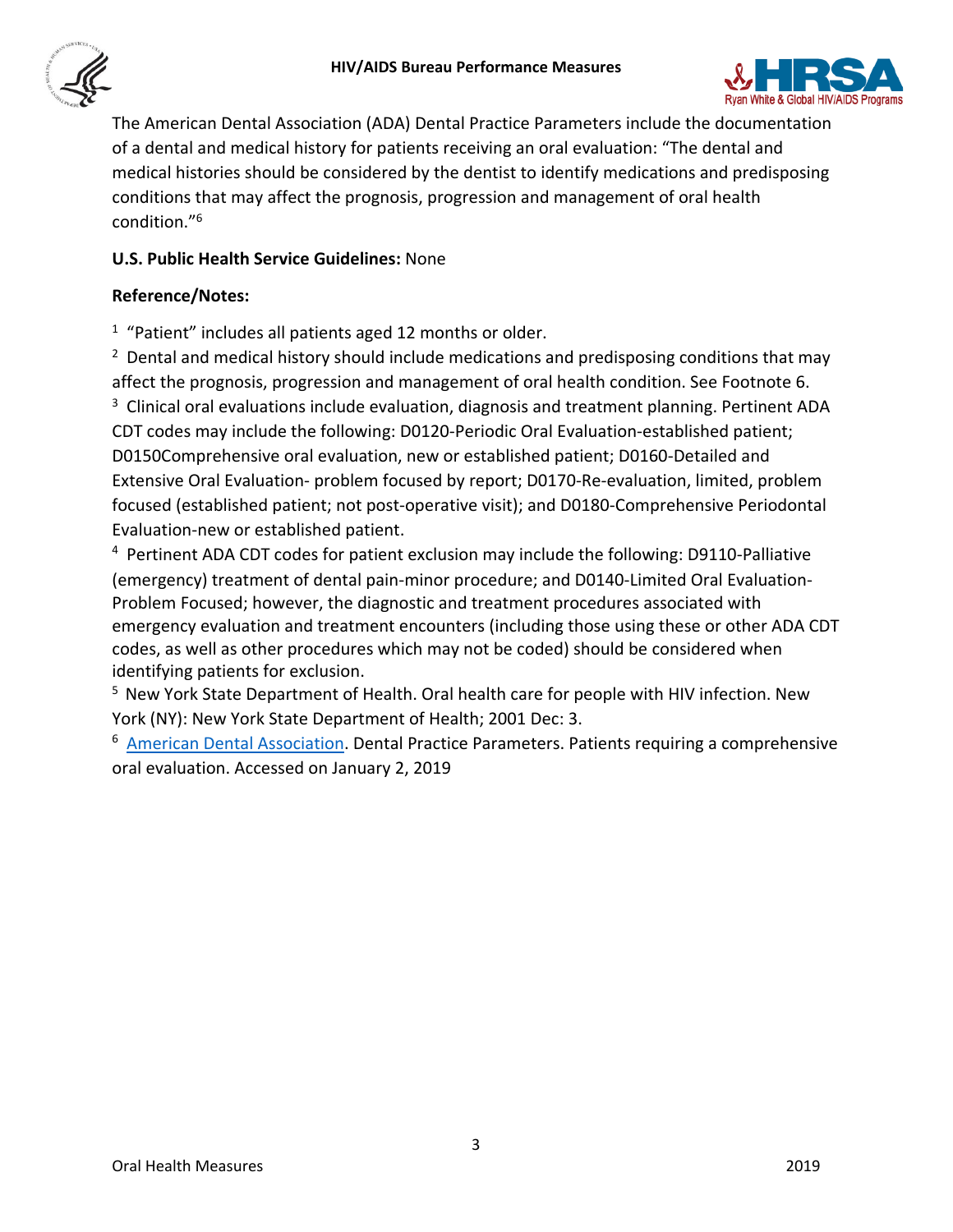The American Dental Association (ADA) Dental Practice Parameters include the documentation of a dental and medical history for patients receiving an oral evaluation: "The dental and medical histories should be considered by the dentist to identify medications and predisposing conditions that may affect the prognosis, progression and management of oral health condition."[6]

**U.S. Public Health Service Guidelines:** None

**Reference/Notes:**

[1] "Patient" includes all patients aged 12 months or older.

[2] Dental and medical history should include medications and predisposing conditions that may affect the prognosis, progression and management of oral health condition. See Footnote 6.

[3] Clinical oral evaluations include evaluation, diagnosis and treatment planning. Pertinent ADA CDT codes may include the following: D0120-Periodic Oral Evaluation-established patient; D0150Comprehensive oral evaluation, new or established patient; D0160-Detailed and Extensive Oral Evaluation- problem focused by report; D0170-Re-evaluation, limited, problem focused (established patient; not post-operative visit); and D0180-Comprehensive Periodontal Evaluation-new or established patient.

[4] Pertinent ADA CDT codes for patient exclusion may include the following: D9110-Palliative (emergency) treatment of dental pain-minor procedure; and D0140-Limited Oral Evaluation-Problem Focused; however, the diagnostic and treatment procedures associated with emergency evaluation and treatment encounters (including those using these or other ADA CDT codes, as well as other procedures which may not be coded) should be considered when identifying patients for exclusion.

[5] New York State Department of Health. Oral health care for people with HIV infection. New York (NY): New York State Department of Health; 2001 Dec: 3.

[6] American Dental Association. Dental Practice Parameters. Patients requiring a comprehensive oral evaluation. Accessed on January 2, 2019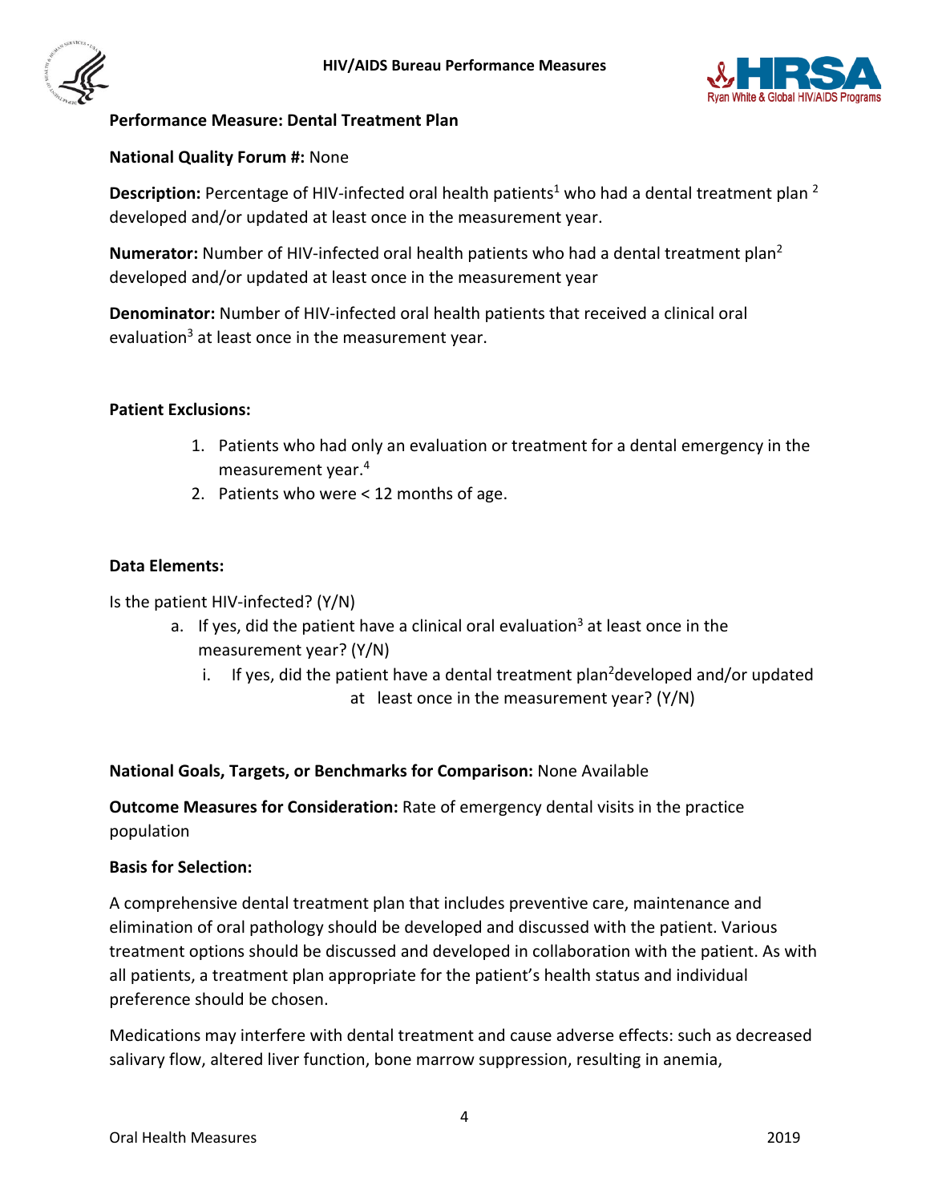### Performance Measure: Dental Treatment Plan

**National Quality Forum #:** None

**Description:** Percentage of HIV-infected oral health patients[1] who had a dental treatment plan [2] developed and/or updated at least once in the measurement year.

**Numerator:** Number of HIV-infected oral health patients who had a dental treatment plan[2] developed and/or updated at least once in the measurement year

**Denominator:** Number of HIV-infected oral health patients that received a clinical oral evaluation[3] at least once in the measurement year.

**Patient Exclusions:**

1. Patients who had only an evaluation or treatment for a dental emergency in the measurement year.[4]
2. Patients who were < 12 months of age.

**Data Elements:**

Is the patient HIV-infected? (Y/N)

a. If yes, did the patient have a clinical oral evaluation[3] at least once in the measurement year? (Y/N)
   i. If yes, did the patient have a dental treatment plan[2] developed and/or updated at least once in the measurement year? (Y/N)

**National Goals, Targets, or Benchmarks for Comparison:** None Available

**Outcome Measures for Consideration:** Rate of emergency dental visits in the practice population

**Basis for Selection:**

A comprehensive dental treatment plan that includes preventive care, maintenance and elimination of oral pathology should be developed and discussed with the patient. Various treatment options should be discussed and developed in collaboration with the patient. As with all patients, a treatment plan appropriate for the patient's health status and individual preference should be chosen.

Medications may interfere with dental treatment and cause adverse effects: such as decreased salivary flow, altered liver function, bone marrow suppression, resulting in anemia,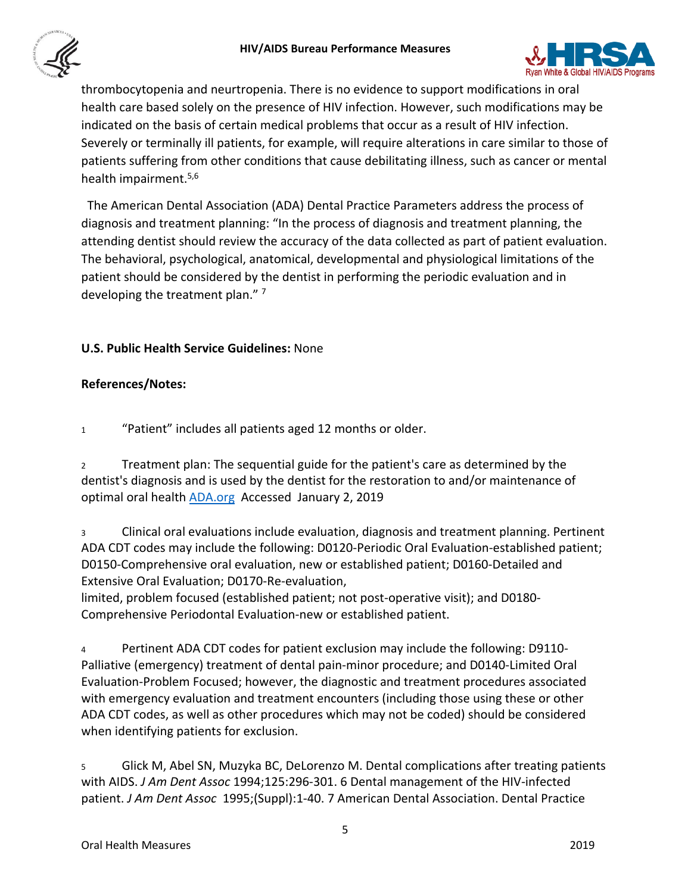thrombocytopenia and neurtropenia. There is no evidence to support modifications in oral health care based solely on the presence of HIV infection. However, such modifications may be indicated on the basis of certain medical problems that occur as a result of HIV infection. Severely or terminally ill patients, for example, will require alterations in care similar to those of patients suffering from other conditions that cause debilitating illness, such as cancer or mental health impairment.[5,6]

The American Dental Association (ADA) Dental Practice Parameters address the process of diagnosis and treatment planning: "In the process of diagnosis and treatment planning, the attending dentist should review the accuracy of the data collected as part of patient evaluation. The behavioral, psychological, anatomical, developmental and physiological limitations of the patient should be considered by the dentist in performing the periodic evaluation and in developing the treatment plan." [7]

**U.S. Public Health Service Guidelines:** None

**References/Notes:**

1 "Patient" includes all patients aged 12 months or older.

2 Treatment plan: The sequential guide for the patient's care as determined by the dentist's diagnosis and is used by the dentist for the restoration to and/or maintenance of optimal oral health [ADA.org](ADA.org) Accessed January 2, 2019

3 Clinical oral evaluations include evaluation, diagnosis and treatment planning. Pertinent ADA CDT codes may include the following: D0120-Periodic Oral Evaluation-established patient; D0150-Comprehensive oral evaluation, new or established patient; D0160-Detailed and Extensive Oral Evaluation; D0170-Re-evaluation, limited, problem focused (established patient; not post-operative visit); and D0180-Comprehensive Periodontal Evaluation-new or established patient.

4 Pertinent ADA CDT codes for patient exclusion may include the following: D9110-Palliative (emergency) treatment of dental pain-minor procedure; and D0140-Limited Oral Evaluation-Problem Focused; however, the diagnostic and treatment procedures associated with emergency evaluation and treatment encounters (including those using these or other ADA CDT codes, as well as other procedures which may not be coded) should be considered when identifying patients for exclusion.

5 Glick M, Abel SN, Muzyka BC, DeLorenzo M. Dental complications after treating patients with AIDS. *J Am Dent Assoc* 1994;125:296-301. 6 Dental management of the HIV-infected patient. *J Am Dent Assoc* 1995;(Suppl):1-40. 7 American Dental Association. Dental Practice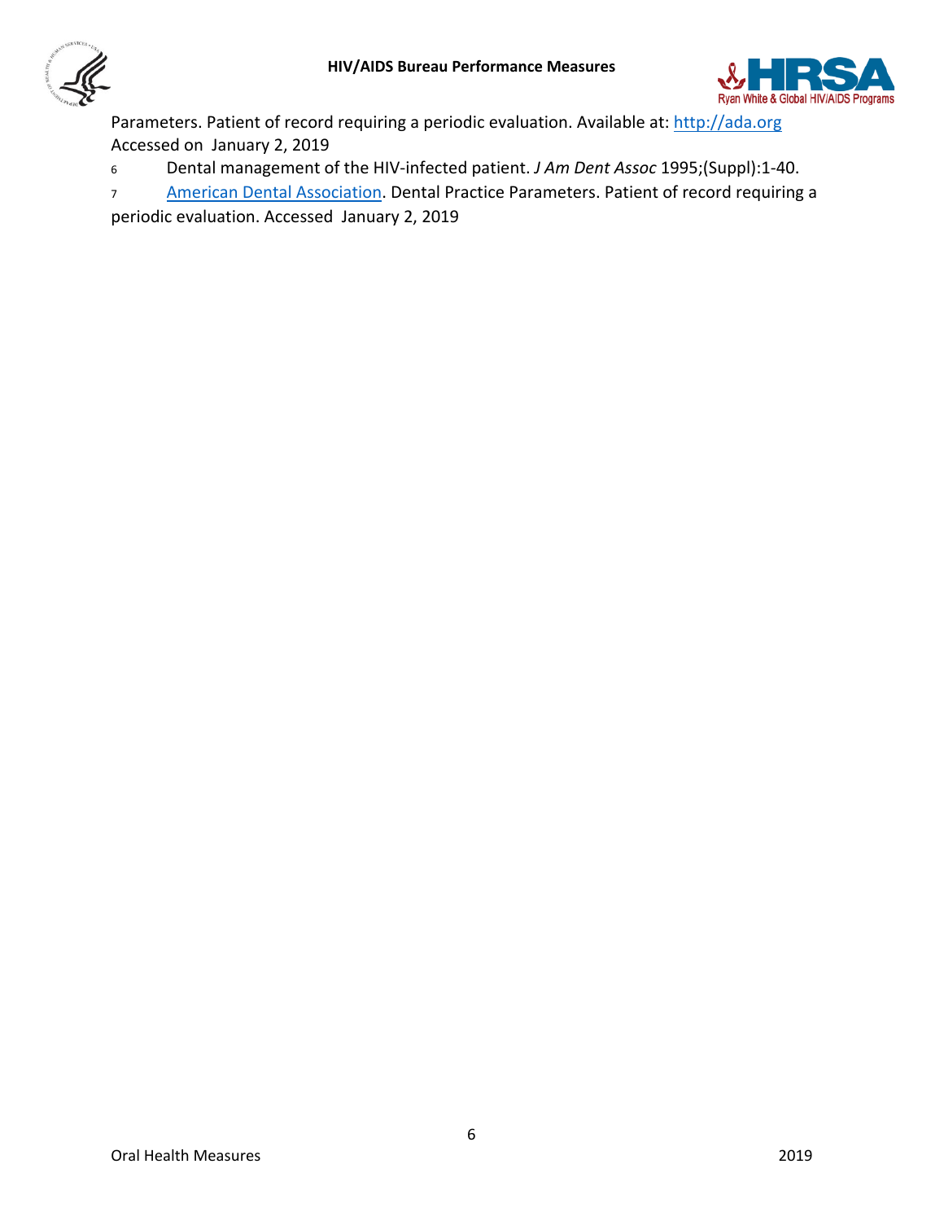Parameters. Patient of record requiring a periodic evaluation. Available at: [http://ada.org](http://ada.org)
Accessed on January 2, 2019

6 Dental management of the HIV-infected patient. *J Am Dent Assoc* 1995;(Suppl):1-40.

7 [American Dental Association](http://ada.org). Dental Practice Parameters. Patient of record requiring a periodic evaluation. Accessed January 2, 2019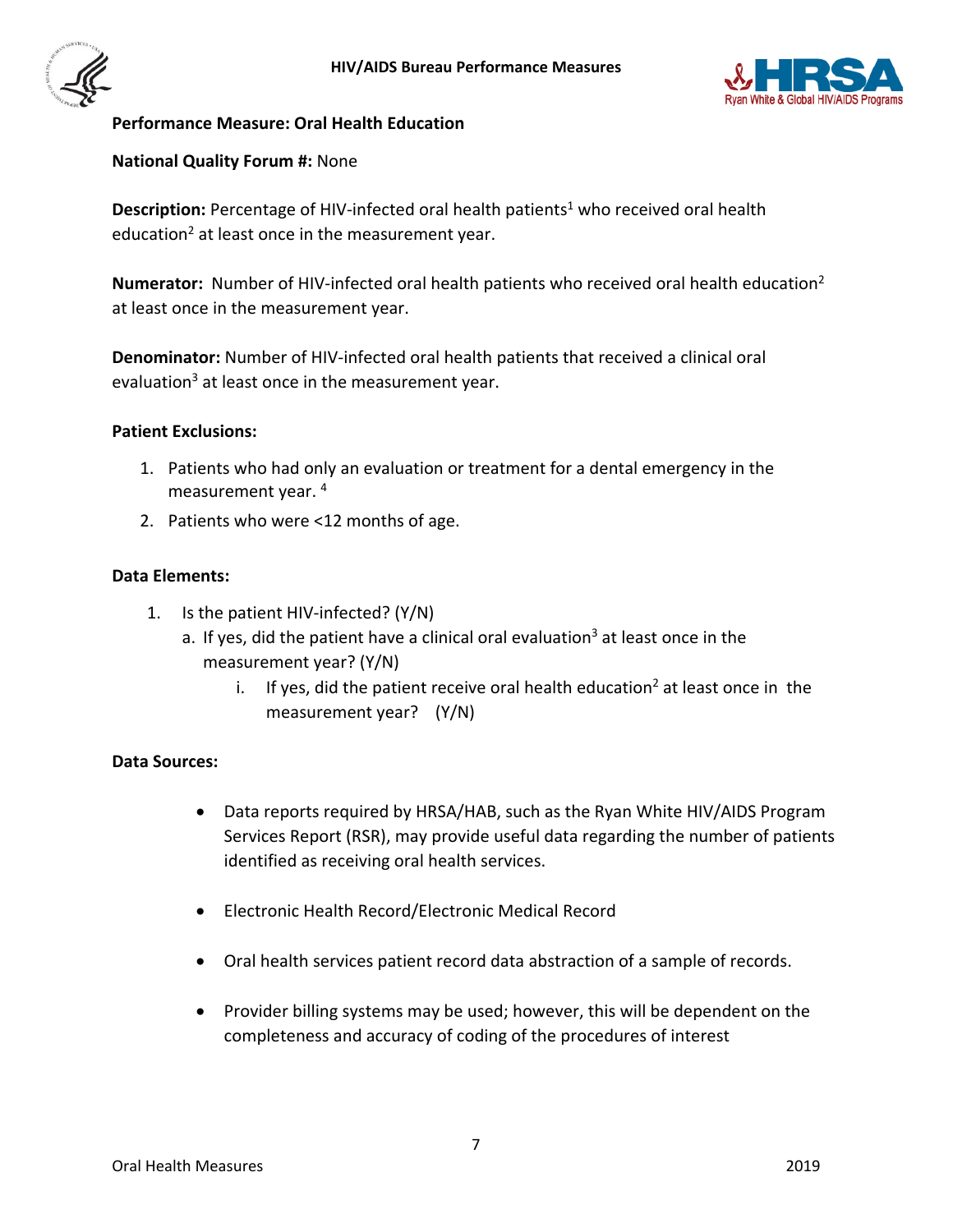**Performance Measure: Oral Health Education**

**National Quality Forum #:** None

**Description:** Percentage of HIV-infected oral health patients[1] who received oral health education[2] at least once in the measurement year.

**Numerator:** Number of HIV-infected oral health patients who received oral health education[2] at least once in the measurement year.

**Denominator:** Number of HIV-infected oral health patients that received a clinical oral evaluation[3] at least once in the measurement year.

**Patient Exclusions:**

1. Patients who had only an evaluation or treatment for a dental emergency in the measurement year. [4]
2. Patients who were <12 months of age.

**Data Elements:**

1. Is the patient HIV-infected? (Y/N)
   a. If yes, did the patient have a clinical oral evaluation[3] at least once in the measurement year? (Y/N)
      i. If yes, did the patient receive oral health education[2] at least once in the measurement year? (Y/N)

**Data Sources:**

- Data reports required by HRSA/HAB, such as the Ryan White HIV/AIDS Program Services Report (RSR), may provide useful data regarding the number of patients identified as receiving oral health services.
- Electronic Health Record/Electronic Medical Record
- Oral health services patient record data abstraction of a sample of records.
- Provider billing systems may be used; however, this will be dependent on the completeness and accuracy of coding of the procedures of interest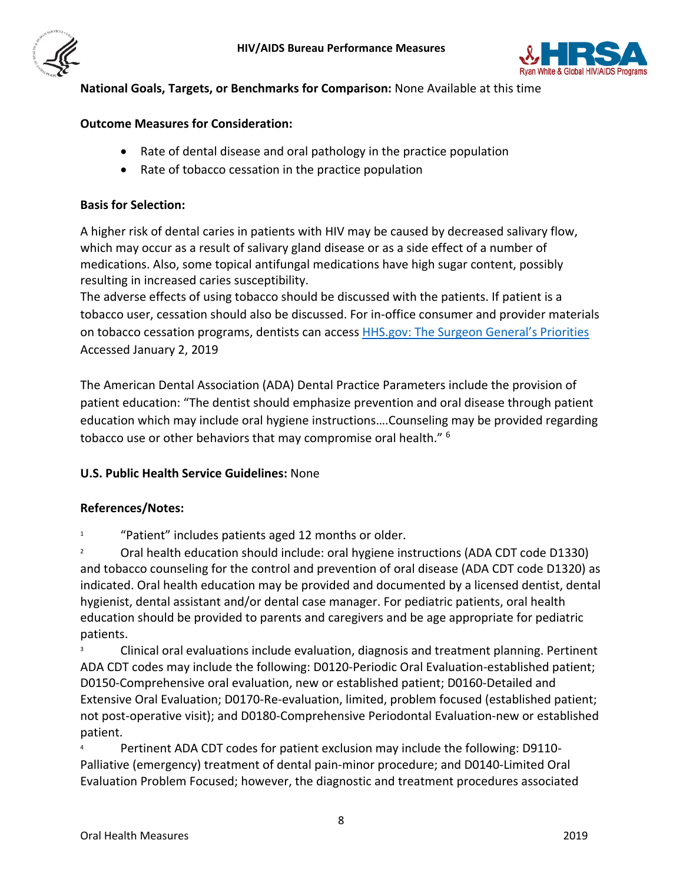**National Goals, Targets, or Benchmarks for Comparison:** None Available at this time

**Outcome Measures for Consideration:**

- Rate of dental disease and oral pathology in the practice population
- Rate of tobacco cessation in the practice population

**Basis for Selection:**

A higher risk of dental caries in patients with HIV may be caused by decreased salivary flow, which may occur as a result of salivary gland disease or as a side effect of a number of medications. Also, some topical antifungal medications have high sugar content, possibly resulting in increased caries susceptibility.
The adverse effects of using tobacco should be discussed with the patients. If patient is a tobacco user, cessation should also be discussed. For in-office consumer and provider materials on tobacco cessation programs, dentists can access HHS.gov: The Surgeon General's Priorities Accessed January 2, 2019

The American Dental Association (ADA) Dental Practice Parameters include the provision of patient education: "The dentist should emphasize prevention and oral disease through patient education which may include oral hygiene instructions….Counseling may be provided regarding tobacco use or other behaviors that may compromise oral health." [6]

**U.S. Public Health Service Guidelines:** None

**References/Notes:**

[1] "Patient" includes patients aged 12 months or older.

[2] Oral health education should include: oral hygiene instructions (ADA CDT code D1330) and tobacco counseling for the control and prevention of oral disease (ADA CDT code D1320) as indicated. Oral health education may be provided and documented by a licensed dentist, dental hygienist, dental assistant and/or dental case manager. For pediatric patients, oral health education should be provided to parents and caregivers and be age appropriate for pediatric patients.

[3] Clinical oral evaluations include evaluation, diagnosis and treatment planning. Pertinent ADA CDT codes may include the following: D0120-Periodic Oral Evaluation-established patient; D0150-Comprehensive oral evaluation, new or established patient; D0160-Detailed and Extensive Oral Evaluation; D0170-Re-evaluation, limited, problem focused (established patient; not post-operative visit); and D0180-Comprehensive Periodontal Evaluation-new or established patient.

[4] Pertinent ADA CDT codes for patient exclusion may include the following: D9110-Palliative (emergency) treatment of dental pain-minor procedure; and D0140-Limited Oral Evaluation Problem Focused; however, the diagnostic and treatment procedures associated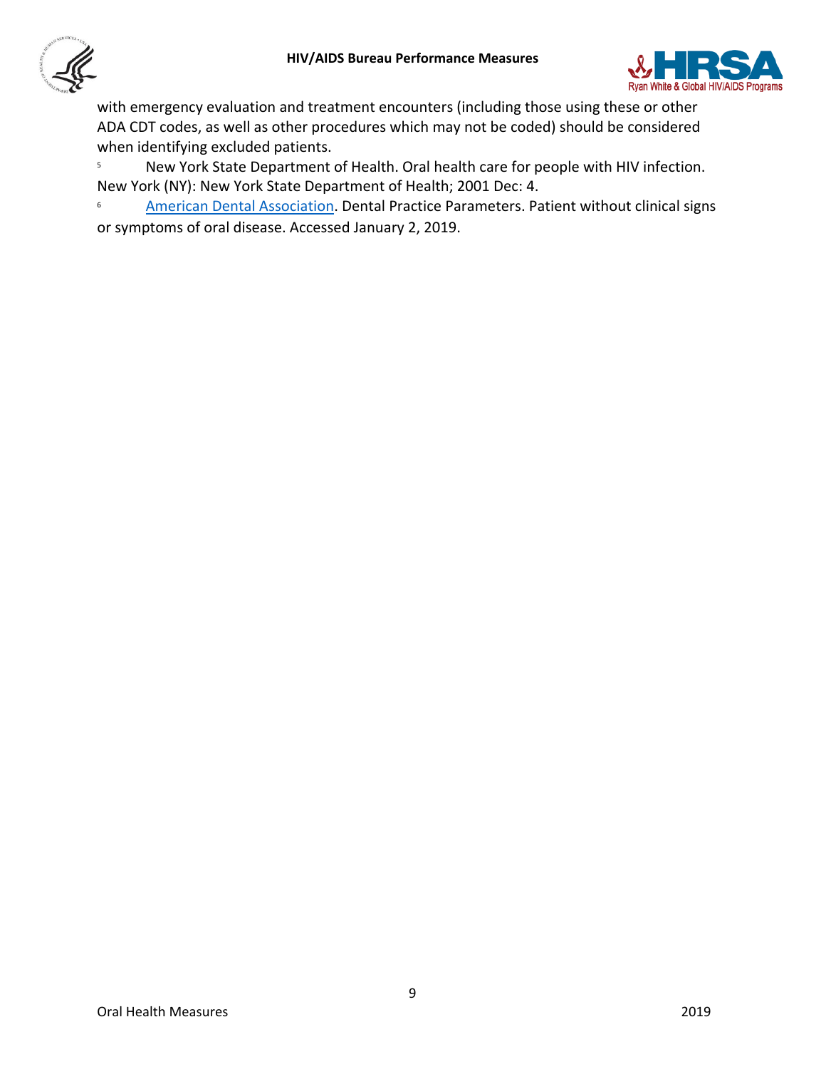with emergency evaluation and treatment encounters (including those using these or other ADA CDT codes, as well as other procedures which may not be coded) should be considered when identifying excluded patients.

[5] New York State Department of Health. Oral health care for people with HIV infection. New York (NY): New York State Department of Health; 2001 Dec: 4.

[6] American Dental Association. Dental Practice Parameters. Patient without clinical signs or symptoms of oral disease. Accessed January 2, 2019.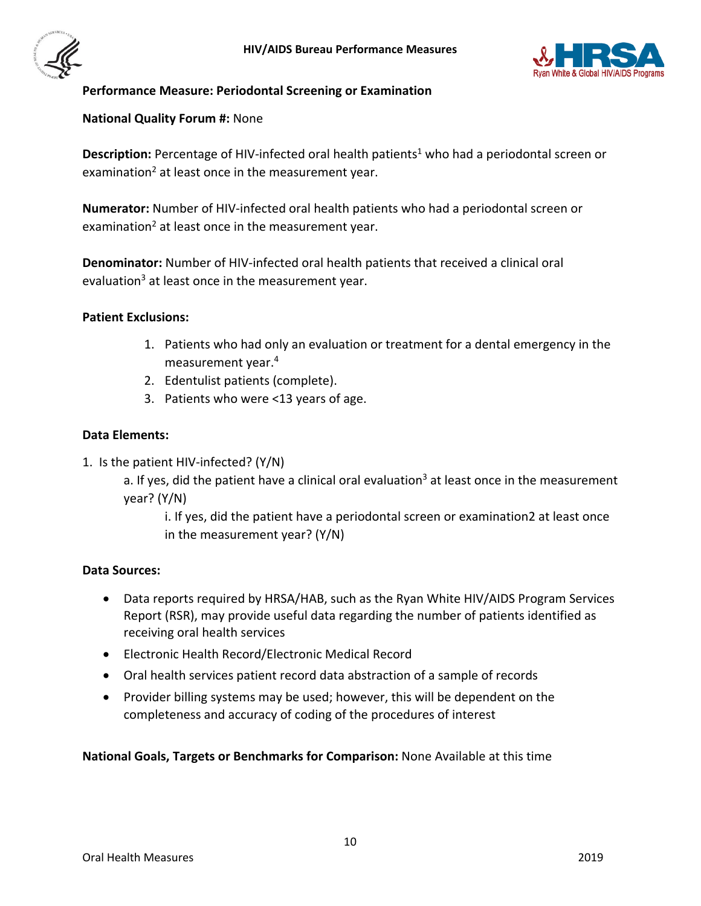**Performance Measure: Periodontal Screening or Examination**

**National Quality Forum #:** None

**Description:** Percentage of HIV-infected oral health patients[1] who had a periodontal screen or examination[2] at least once in the measurement year.

**Numerator:** Number of HIV-infected oral health patients who had a periodontal screen or examination[2] at least once in the measurement year.

**Denominator:** Number of HIV-infected oral health patients that received a clinical oral evaluation[3] at least once in the measurement year.

**Patient Exclusions:**

1. Patients who had only an evaluation or treatment for a dental emergency in the measurement year.[4]
2. Edentulist patients (complete).
3. Patients who were <13 years of age.

**Data Elements:**

1. Is the patient HIV-infected? (Y/N)
    a. If yes, did the patient have a clinical oral evaluation[3] at least once in the measurement year? (Y/N)
        i. If yes, did the patient have a periodontal screen or examination2 at least once in the measurement year? (Y/N)

**Data Sources:**

- Data reports required by HRSA/HAB, such as the Ryan White HIV/AIDS Program Services Report (RSR), may provide useful data regarding the number of patients identified as receiving oral health services
- Electronic Health Record/Electronic Medical Record
- Oral health services patient record data abstraction of a sample of records
- Provider billing systems may be used; however, this will be dependent on the completeness and accuracy of coding of the procedures of interest

**National Goals, Targets or Benchmarks for Comparison:** None Available at this time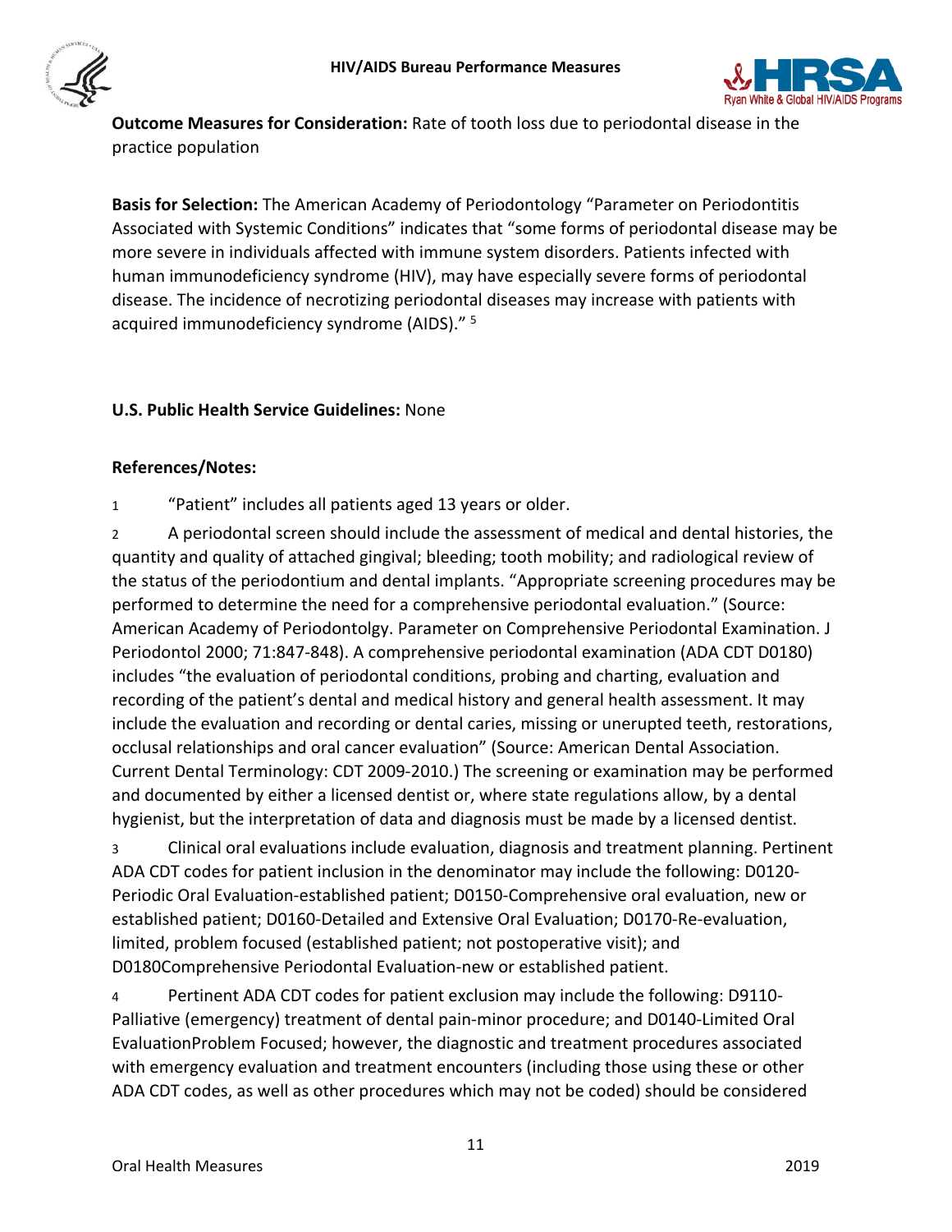**Outcome Measures for Consideration:** Rate of tooth loss due to periodontal disease in the practice population

**Basis for Selection:** The American Academy of Periodontology "Parameter on Periodontitis Associated with Systemic Conditions" indicates that "some forms of periodontal disease may be more severe in individuals affected with immune system disorders. Patients infected with human immunodeficiency syndrome (HIV), may have especially severe forms of periodontal disease. The incidence of necrotizing periodontal diseases may increase with patients with acquired immunodeficiency syndrome (AIDS)." [5]

**U.S. Public Health Service Guidelines:** None

**References/Notes:**

1 "Patient" includes all patients aged 13 years or older.

2 A periodontal screen should include the assessment of medical and dental histories, the quantity and quality of attached gingival; bleeding; tooth mobility; and radiological review of the status of the periodontium and dental implants. "Appropriate screening procedures may be performed to determine the need for a comprehensive periodontal evaluation." (Source: American Academy of Periodontolgy. Parameter on Comprehensive Periodontal Examination. J Periodontol 2000; 71:847-848). A comprehensive periodontal examination (ADA CDT D0180) includes "the evaluation of periodontal conditions, probing and charting, evaluation and recording of the patient's dental and medical history and general health assessment. It may include the evaluation and recording or dental caries, missing or unerupted teeth, restorations, occlusal relationships and oral cancer evaluation" (Source: American Dental Association. Current Dental Terminology: CDT 2009-2010.) The screening or examination may be performed and documented by either a licensed dentist or, where state regulations allow, by a dental hygienist, but the interpretation of data and diagnosis must be made by a licensed dentist.

3 Clinical oral evaluations include evaluation, diagnosis and treatment planning. Pertinent ADA CDT codes for patient inclusion in the denominator may include the following: D0120-Periodic Oral Evaluation-established patient; D0150-Comprehensive oral evaluation, new or established patient; D0160-Detailed and Extensive Oral Evaluation; D0170-Re-evaluation, limited, problem focused (established patient; not postoperative visit); and D0180Comprehensive Periodontal Evaluation-new or established patient.

4 Pertinent ADA CDT codes for patient exclusion may include the following: D9110-Palliative (emergency) treatment of dental pain-minor procedure; and D0140-Limited Oral EvaluationProblem Focused; however, the diagnostic and treatment procedures associated with emergency evaluation and treatment encounters (including those using these or other ADA CDT codes, as well as other procedures which may not be coded) should be considered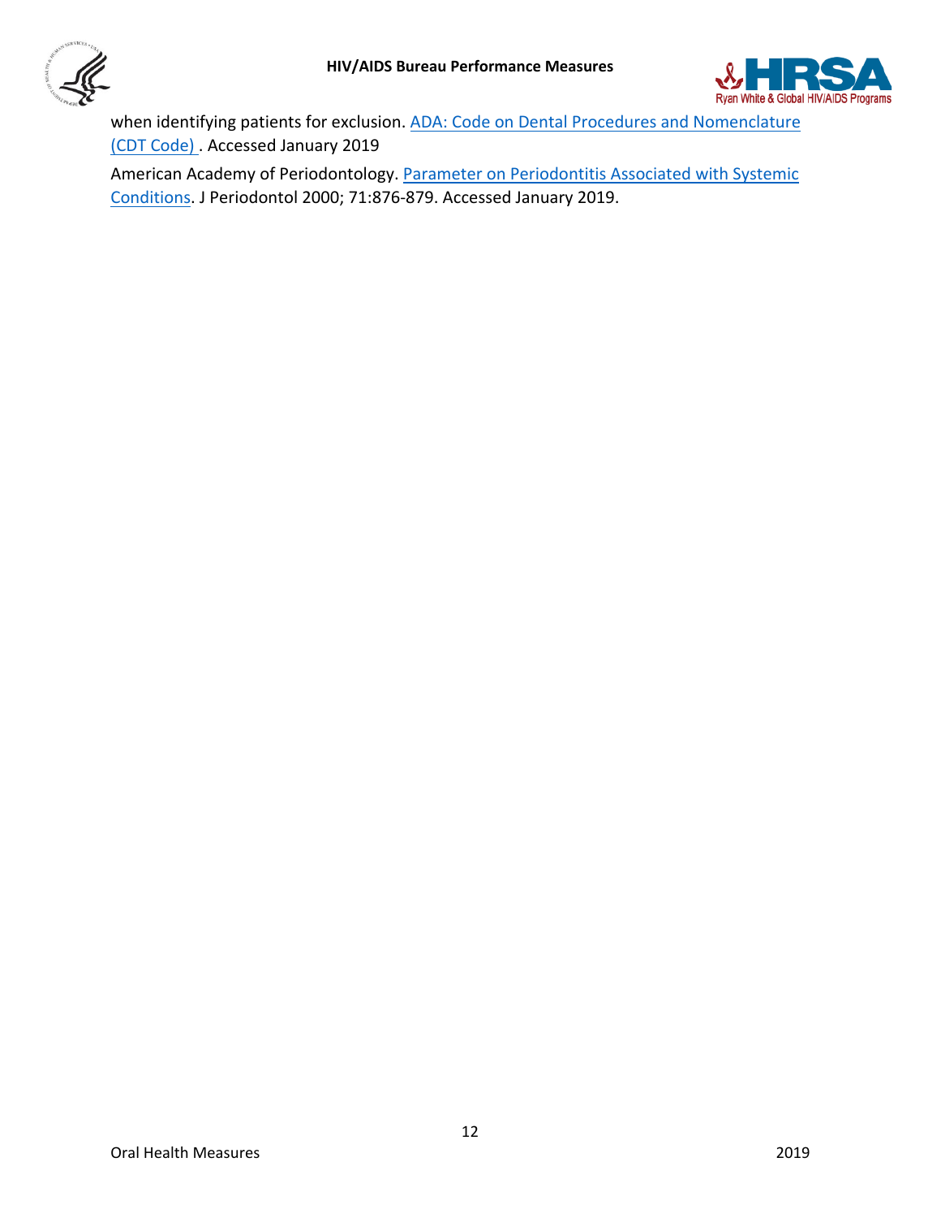when identifying patients for exclusion. [ADA: Code on Dental Procedures and Nomenclature (CDT Code) ]. Accessed January 2019

American Academy of Periodontology. [Parameter on Periodontitis Associated with Systemic Conditions]. J Periodontol 2000; 71:876-879. Accessed January 2019.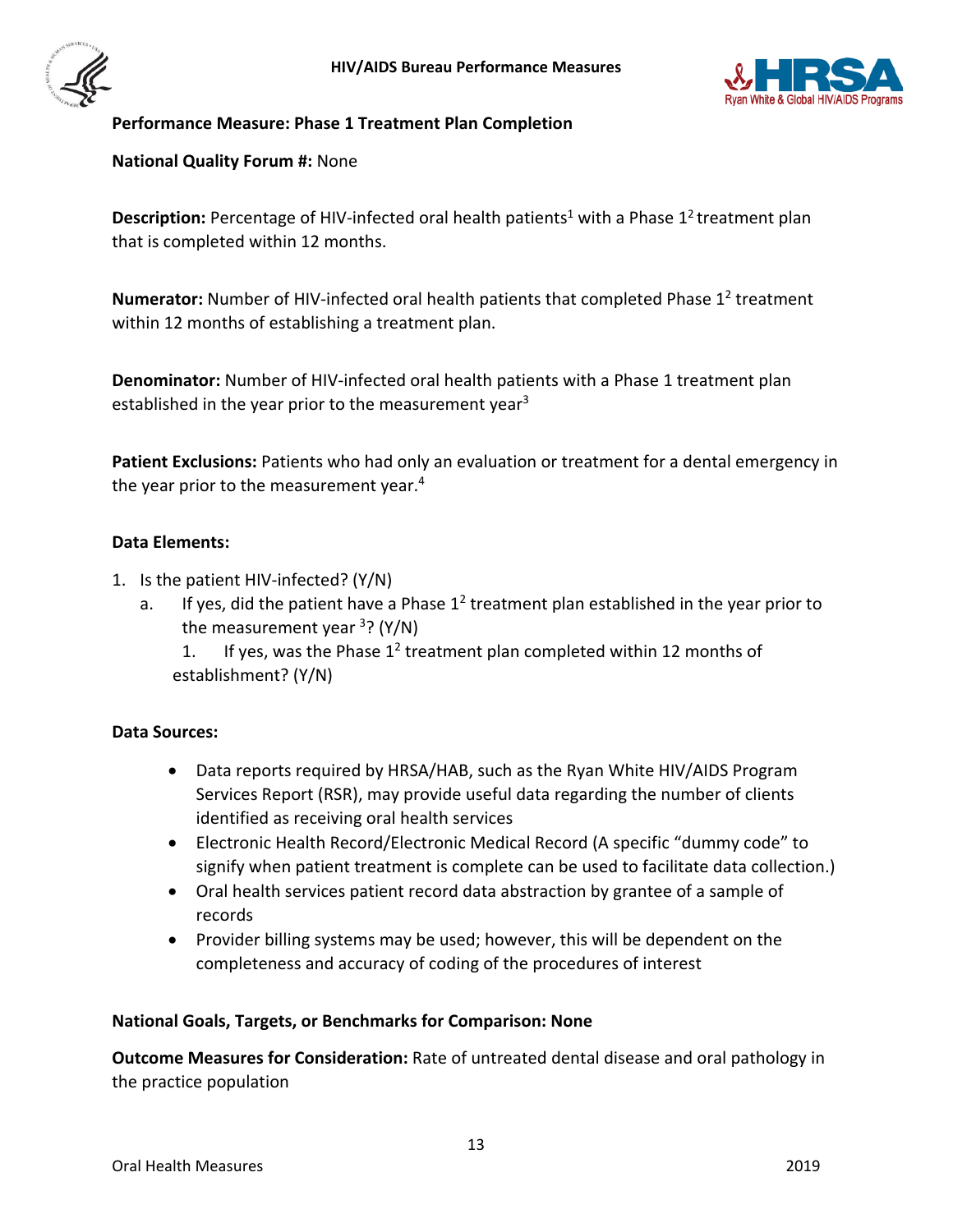## Performance Measure: Phase 1 Treatment Plan Completion

**National Quality Forum #:** None

**Description:** Percentage of HIV-infected oral health patients[1] with a Phase 1[2] treatment plan that is completed within 12 months.

**Numerator:** Number of HIV-infected oral health patients that completed Phase 1[2] treatment within 12 months of establishing a treatment plan.

**Denominator:** Number of HIV-infected oral health patients with a Phase 1 treatment plan established in the year prior to the measurement year[3]

**Patient Exclusions:** Patients who had only an evaluation or treatment for a dental emergency in the year prior to the measurement year.[4]

**Data Elements:**

1. Is the patient HIV-infected? (Y/N)
   a. If yes, did the patient have a Phase 1[2] treatment plan established in the year prior to the measurement year [3]? (Y/N)
      1. If yes, was the Phase 1[2] treatment plan completed within 12 months of establishment? (Y/N)

**Data Sources:**

- Data reports required by HRSA/HAB, such as the Ryan White HIV/AIDS Program Services Report (RSR), may provide useful data regarding the number of clients identified as receiving oral health services
- Electronic Health Record/Electronic Medical Record (A specific "dummy code" to signify when patient treatment is complete can be used to facilitate data collection.)
- Oral health services patient record data abstraction by grantee of a sample of records
- Provider billing systems may be used; however, this will be dependent on the completeness and accuracy of coding of the procedures of interest

**National Goals, Targets, or Benchmarks for Comparison: None**

**Outcome Measures for Consideration:** Rate of untreated dental disease and oral pathology in the practice population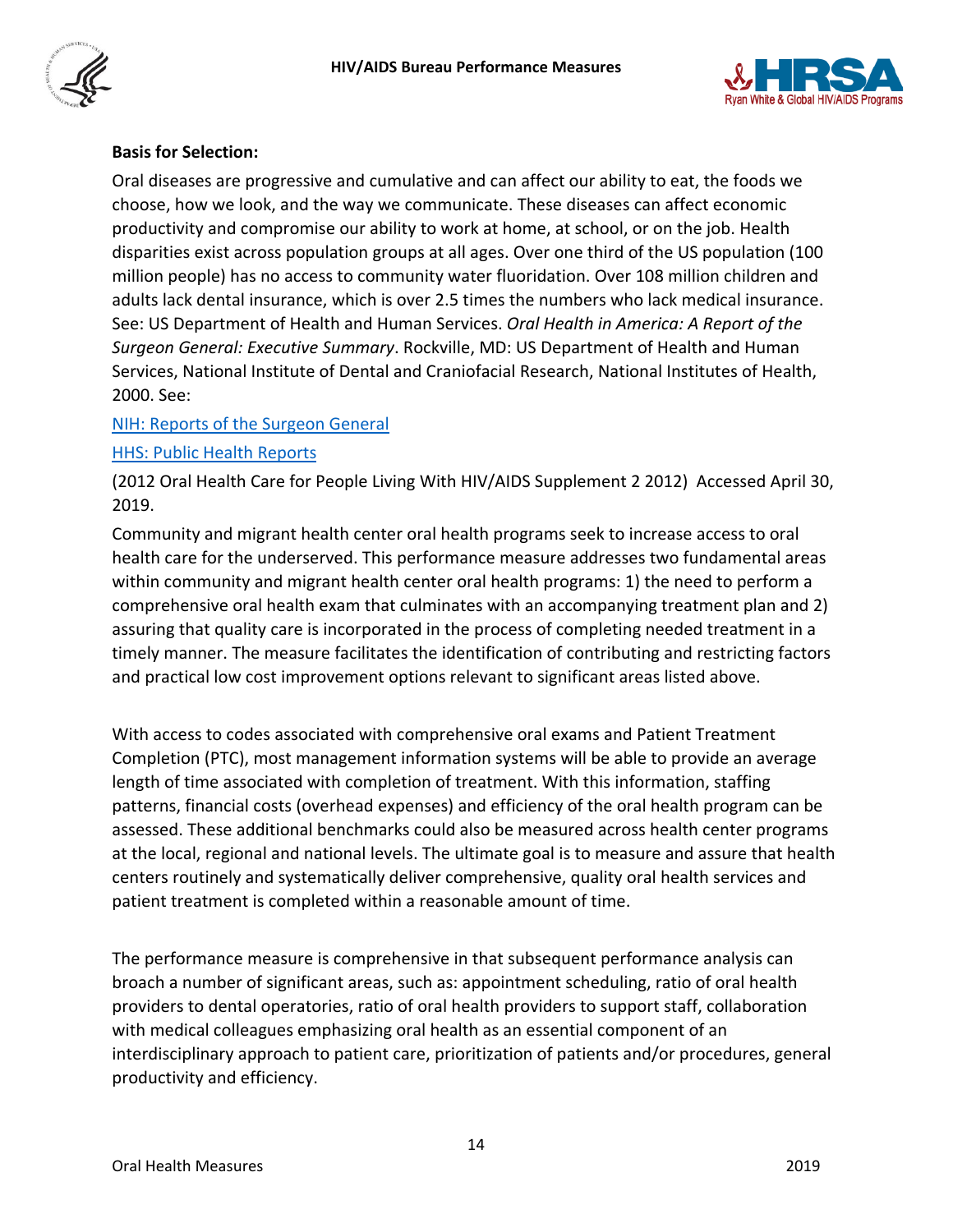**Basis for Selection:**

Oral diseases are progressive and cumulative and can affect our ability to eat, the foods we choose, how we look, and the way we communicate. These diseases can affect economic productivity and compromise our ability to work at home, at school, or on the job. Health disparities exist across population groups at all ages. Over one third of the US population (100 million people) has no access to community water fluoridation. Over 108 million children and adults lack dental insurance, which is over 2.5 times the numbers who lack medical insurance. See: US Department of Health and Human Services. *Oral Health in America: A Report of the Surgeon General: Executive Summary*. Rockville, MD: US Department of Health and Human Services, National Institute of Dental and Craniofacial Research, National Institutes of Health, 2000. See:

[NIH: Reports of the Surgeon General]

[HHS: Public Health Reports]

(2012 Oral Health Care for People Living With HIV/AIDS Supplement 2 2012) Accessed April 30, 2019.

Community and migrant health center oral health programs seek to increase access to oral health care for the underserved. This performance measure addresses two fundamental areas within community and migrant health center oral health programs: 1) the need to perform a comprehensive oral health exam that culminates with an accompanying treatment plan and 2) assuring that quality care is incorporated in the process of completing needed treatment in a timely manner. The measure facilitates the identification of contributing and restricting factors and practical low cost improvement options relevant to significant areas listed above.

With access to codes associated with comprehensive oral exams and Patient Treatment Completion (PTC), most management information systems will be able to provide an average length of time associated with completion of treatment. With this information, staffing patterns, financial costs (overhead expenses) and efficiency of the oral health program can be assessed. These additional benchmarks could also be measured across health center programs at the local, regional and national levels. The ultimate goal is to measure and assure that health centers routinely and systematically deliver comprehensive, quality oral health services and patient treatment is completed within a reasonable amount of time.

The performance measure is comprehensive in that subsequent performance analysis can broach a number of significant areas, such as: appointment scheduling, ratio of oral health providers to dental operatories, ratio of oral health providers to support staff, collaboration with medical colleagues emphasizing oral health as an essential component of an interdisciplinary approach to patient care, prioritization of patients and/or procedures, general productivity and efficiency.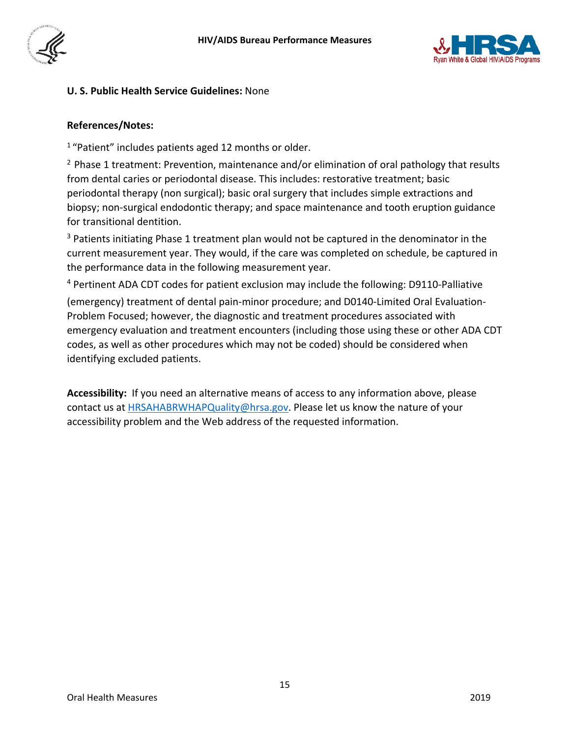**U. S. Public Health Service Guidelines:** None

**References/Notes:**

[1] "Patient" includes patients aged 12 months or older.

[2] Phase 1 treatment: Prevention, maintenance and/or elimination of oral pathology that results from dental caries or periodontal disease. This includes: restorative treatment; basic periodontal therapy (non surgical); basic oral surgery that includes simple extractions and biopsy; non-surgical endodontic therapy; and space maintenance and tooth eruption guidance for transitional dentition.

[3] Patients initiating Phase 1 treatment plan would not be captured in the denominator in the current measurement year. They would, if the care was completed on schedule, be captured in the performance data in the following measurement year.

[4] Pertinent ADA CDT codes for patient exclusion may include the following: D9110-Palliative (emergency) treatment of dental pain-minor procedure; and D0140-Limited Oral Evaluation-Problem Focused; however, the diagnostic and treatment procedures associated with emergency evaluation and treatment encounters (including those using these or other ADA CDT codes, as well as other procedures which may not be coded) should be considered when identifying excluded patients.

**Accessibility:** If you need an alternative means of access to any information above, please contact us at HRSAHABRWHAPQuality@hrsa.gov. Please let us know the nature of your accessibility problem and the Web address of the requested information.